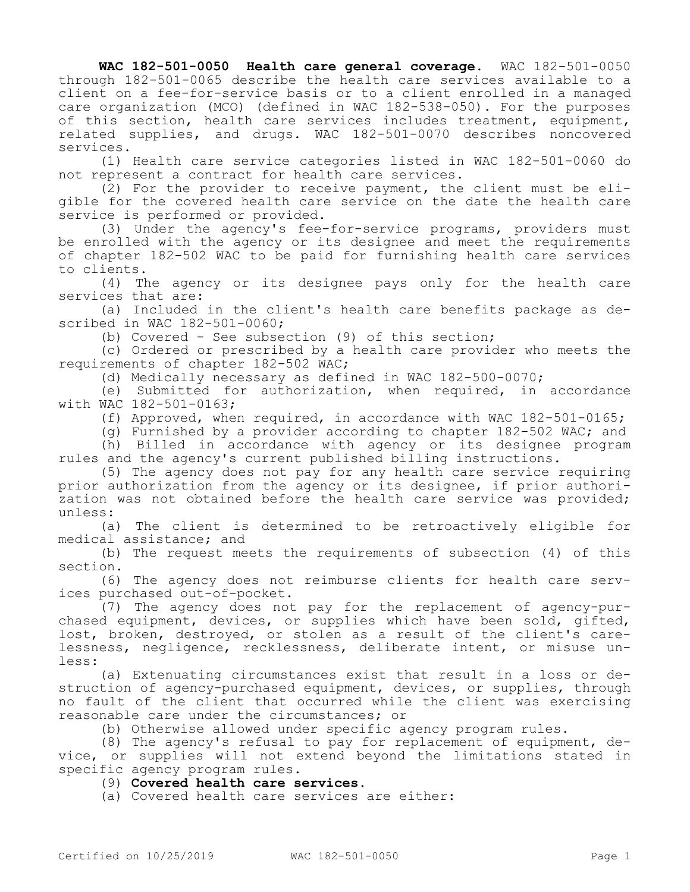**WAC 182-501-0050 Health care general coverage.** WAC 182-501-0050 through 182-501-0065 describe the health care services available to a client on a fee-for-service basis or to a client enrolled in a managed care organization (MCO) (defined in WAC 182-538-050). For the purposes of this section, health care services includes treatment, equipment, related supplies, and drugs. WAC 182-501-0070 describes noncovered services.

(1) Health care service categories listed in WAC 182-501-0060 do not represent a contract for health care services.

(2) For the provider to receive payment, the client must be eligible for the covered health care service on the date the health care service is performed or provided.

(3) Under the agency's fee-for-service programs, providers must be enrolled with the agency or its designee and meet the requirements of chapter 182-502 WAC to be paid for furnishing health care services to clients.

(4) The agency or its designee pays only for the health care services that are:

(a) Included in the client's health care benefits package as described in WAC 182-501-0060;

(b) Covered - See subsection (9) of this section;

(c) Ordered or prescribed by a health care provider who meets the requirements of chapter 182-502 WAC;

(d) Medically necessary as defined in WAC 182-500-0070;

(e) Submitted for authorization, when required, in accordance with WAC 182-501-0163;

(f) Approved, when required, in accordance with WAC 182-501-0165;

(g) Furnished by a provider according to chapter 182-502 WAC; and

(h) Billed in accordance with agency or its designee program rules and the agency's current published billing instructions.

(5) The agency does not pay for any health care service requiring prior authorization from the agency or its designee, if prior authorization was not obtained before the health care service was provided; unless:

(a) The client is determined to be retroactively eligible for medical assistance; and

(b) The request meets the requirements of subsection (4) of this section.

(6) The agency does not reimburse clients for health care services purchased out-of-pocket.

(7) The agency does not pay for the replacement of agency-purchased equipment, devices, or supplies which have been sold, gifted, lost, broken, destroyed, or stolen as a result of the client's carelessness, negligence, recklessness, deliberate intent, or misuse unless:

(a) Extenuating circumstances exist that result in a loss or destruction of agency-purchased equipment, devices, or supplies, through no fault of the client that occurred while the client was exercising reasonable care under the circumstances; or

(b) Otherwise allowed under specific agency program rules.

(8) The agency's refusal to pay for replacement of equipment, device, or supplies will not extend beyond the limitations stated in specific agency program rules.

(9) **Covered health care services.**

(a) Covered health care services are either: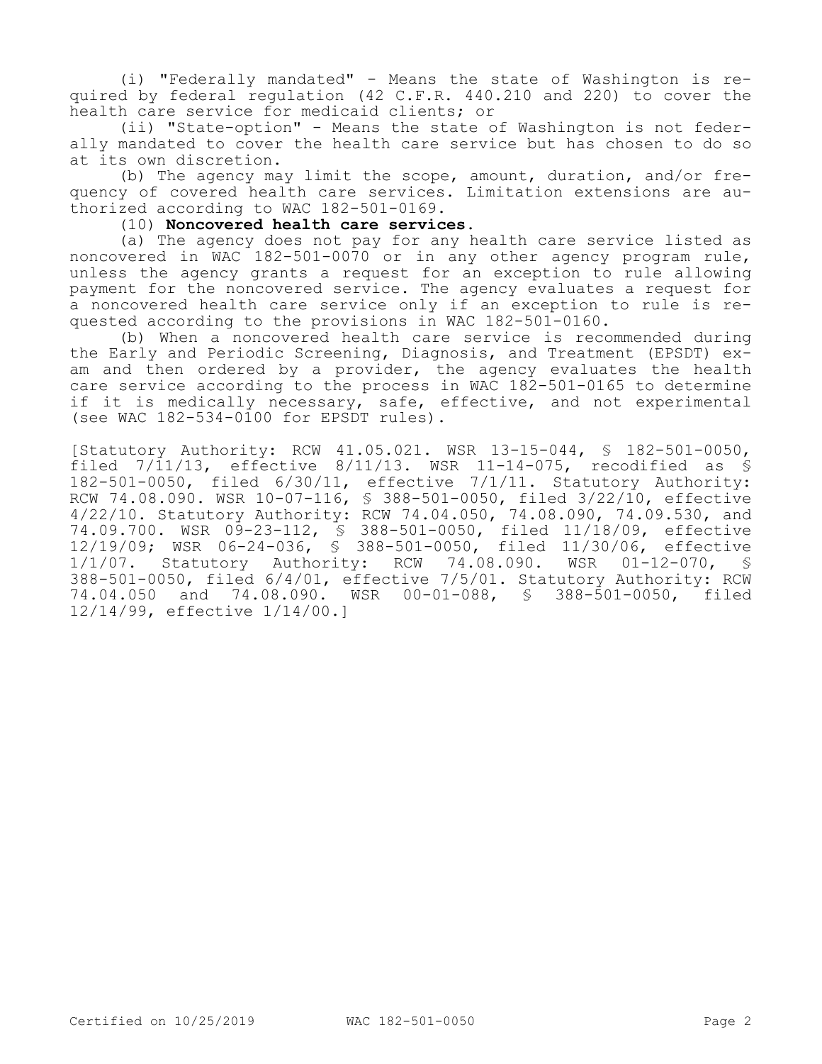(i) "Federally mandated" - Means the state of Washington is required by federal regulation (42 C.F.R. 440.210 and 220) to cover the health care service for medicaid clients; or

(ii) "State-option" - Means the state of Washington is not federally mandated to cover the health care service but has chosen to do so at its own discretion.

(b) The agency may limit the scope, amount, duration, and/or frequency of covered health care services. Limitation extensions are authorized according to WAC 182-501-0169.

(10) **Noncovered health care services.**

(a) The agency does not pay for any health care service listed as noncovered in WAC 182-501-0070 or in any other agency program rule, unless the agency grants a request for an exception to rule allowing payment for the noncovered service. The agency evaluates a request for a noncovered health care service only if an exception to rule is requested according to the provisions in WAC 182-501-0160.

(b) When a noncovered health care service is recommended during the Early and Periodic Screening, Diagnosis, and Treatment (EPSDT) exam and then ordered by a provider, the agency evaluates the health care service according to the process in WAC 182-501-0165 to determine if it is medically necessary, safe, effective, and not experimental (see WAC 182-534-0100 for EPSDT rules).

[Statutory Authority: RCW 41.05.021. WSR 13-15-044, § 182-501-0050, filed 7/11/13, effective 8/11/13. WSR 11-14-075, recodified as § 182-501-0050, filed 6/30/11, effective 7/1/11. Statutory Authority: RCW 74.08.090. WSR 10-07-116, § 388-501-0050, filed 3/22/10, effective 4/22/10. Statutory Authority: RCW 74.04.050, 74.08.090, 74.09.530, and 74.09.700. WSR 09-23-112, § 388-501-0050, filed 11/18/09, effective 12/19/09; WSR 06-24-036, § 388-501-0050, filed 11/30/06, effective 1/1/07. Statutory Authority: RCW 74.08.090. WSR 01-12-070, § 388-501-0050, filed 6/4/01, effective 7/5/01. Statutory Authority: RCW 74.04.050 and 74.08.090. WSR 00-01-088, § 388-501-0050, filed 12/14/99, effective 1/14/00.]